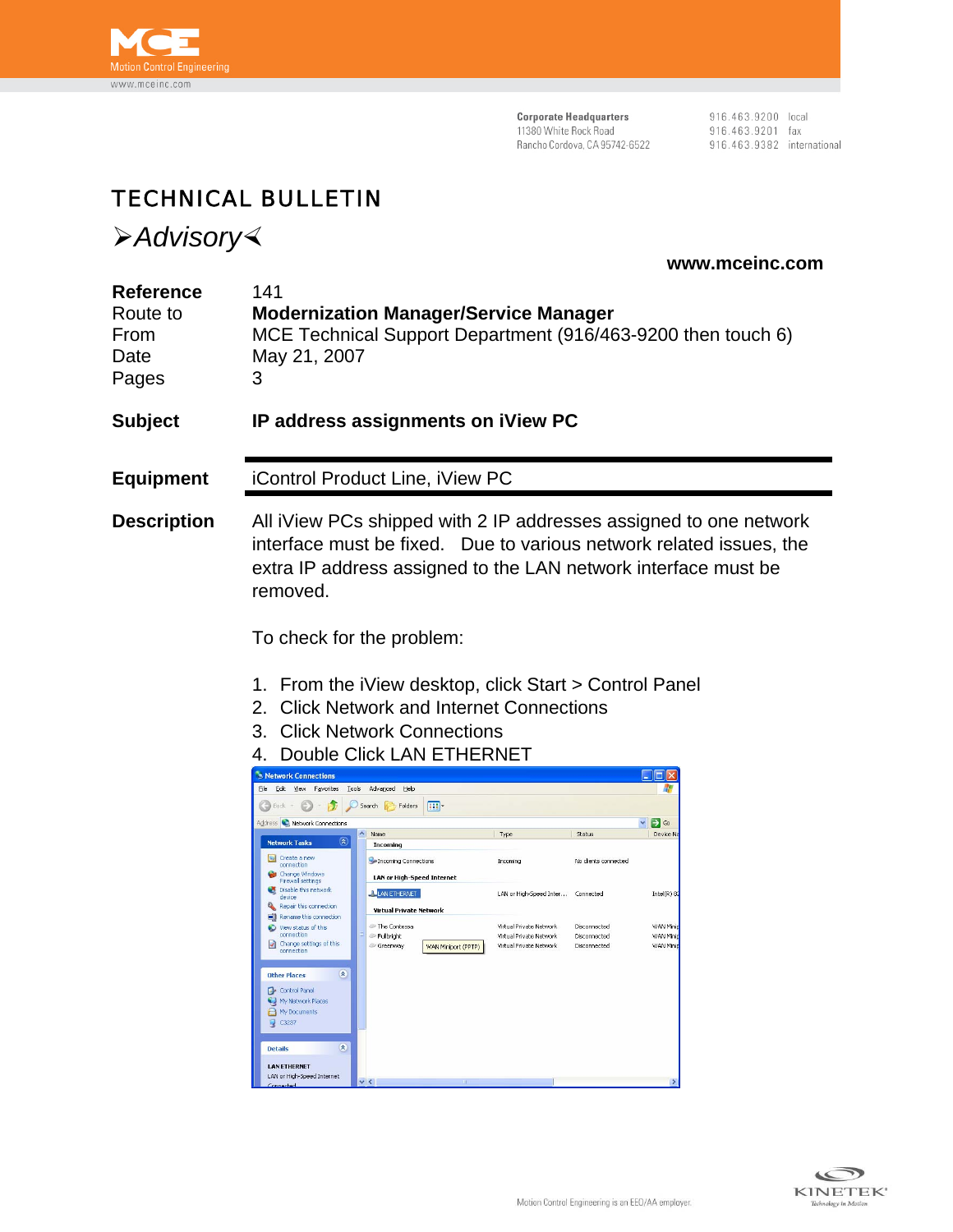MCE Motion Control Engineering

www.mceinc.com

**Corporate Headquarters**
11380 White Rock Road
Rancho Cordova, CA 95742-6522

916.463.9200 local
916.463.9201 fax
916.463.9382 international

# TECHNICAL BULLETIN

## ➢*Advisory*≺

**www.mceinc.com**

| | |
|---|---|
| **Reference** | 141 |
| Route to | **Modernization Manager/Service Manager** |
| From | MCE Technical Support Department (916/463-9200 then touch 6) |
| Date | May 21, 2007 |
| Pages | 3 |

**Subject** **IP address assignments on iView PC**

**Equipment** iControl Product Line, iView PC

**Description** All iView PCs shipped with 2 IP addresses assigned to one network interface must be fixed. Due to various network related issues, the extra IP address assigned to the LAN network interface must be removed.

To check for the problem:

1. From the iView desktop, click Start > Control Panel
2. Click Network and Internet Connections
3. Click Network Connections
4. Double Click LAN ETHERNET

Motion Control Engineering is an EEO/AA employer.

KINETEK Technology in Motion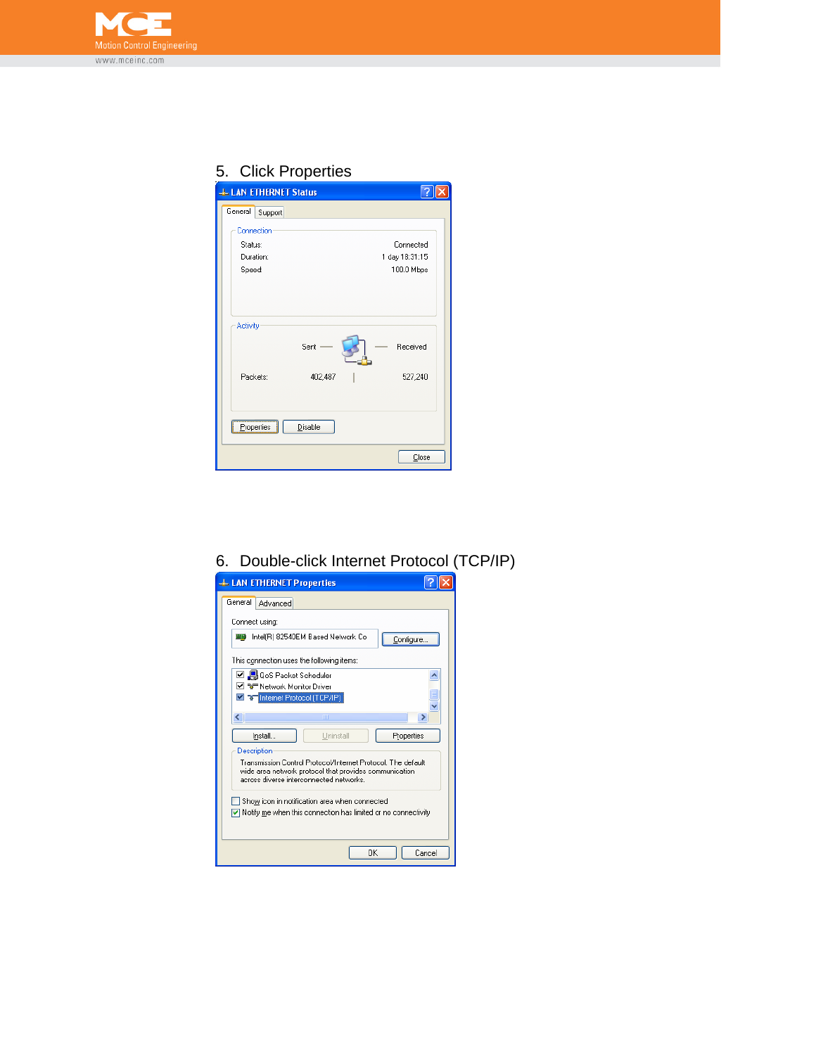5. Click Properties

6. Double-click Internet Protocol (TCP/IP)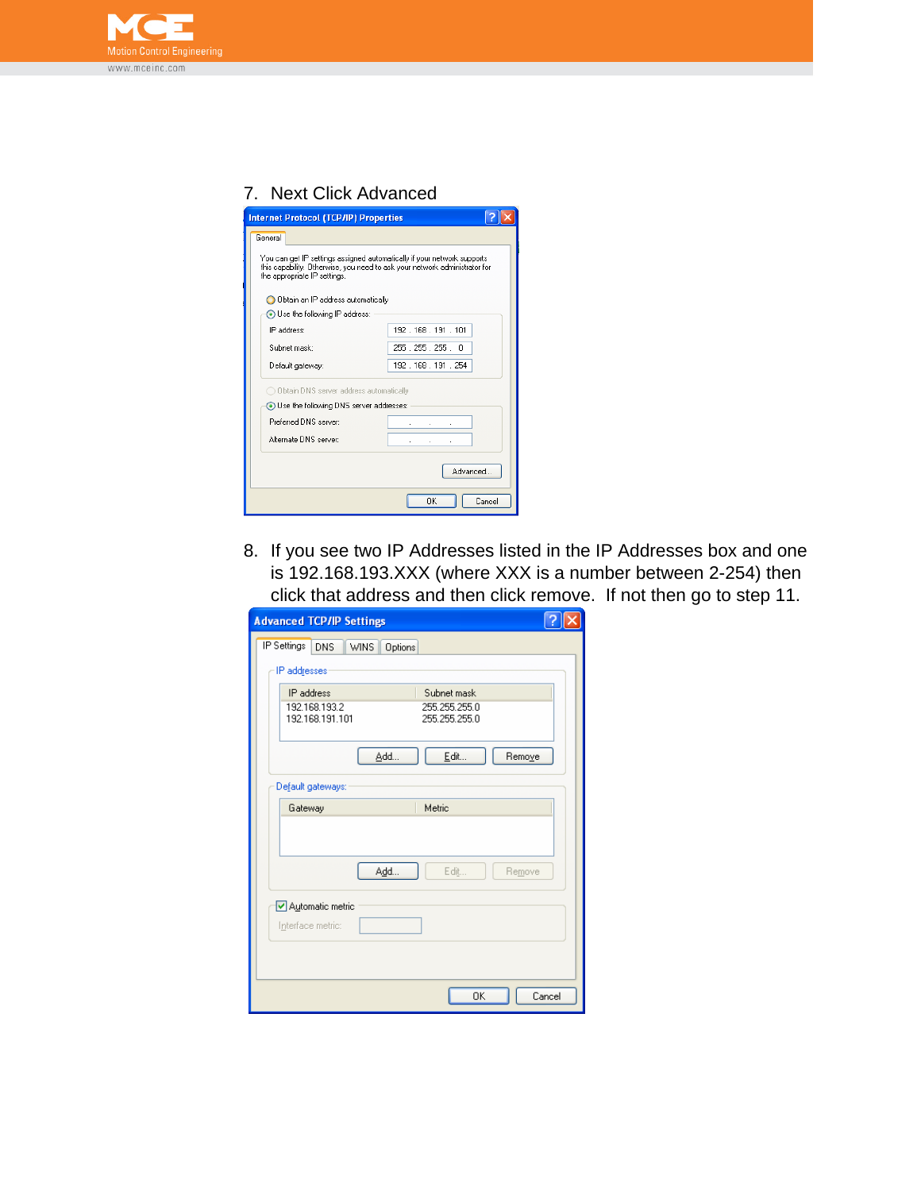7. Next Click Advanced

8. If you see two IP Addresses listed in the IP Addresses box and one is 192.168.193.XXX (where XXX is a number between 2-254) then click that address and then click remove. If not then go to step 11.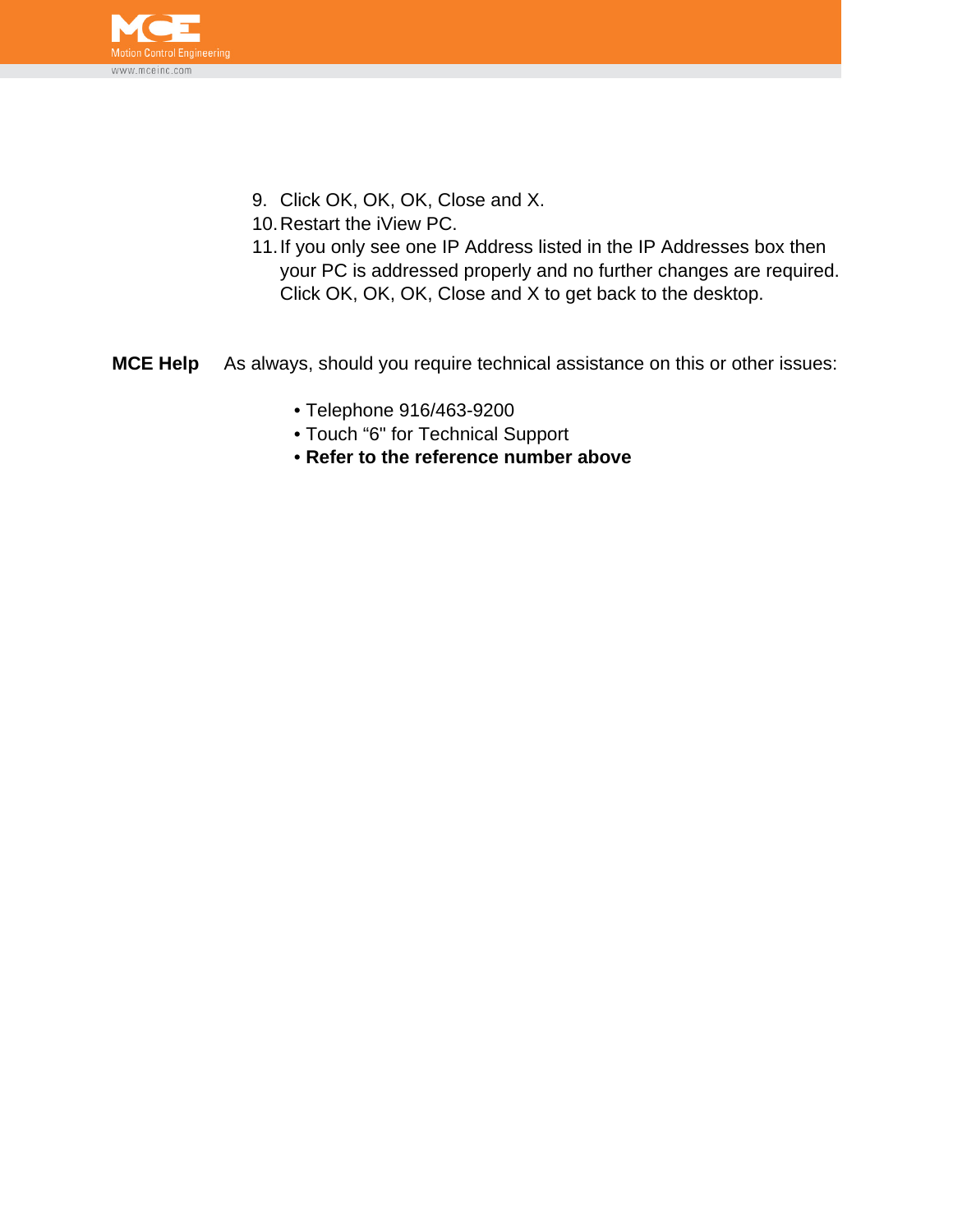9. Click OK, OK, OK, Close and X.
10. Restart the iView PC.
11. If you only see one IP Address listed in the IP Addresses box then your PC is addressed properly and no further changes are required. Click OK, OK, OK, Close and X to get back to the desktop.

**MCE Help** As always, should you require technical assistance on this or other issues:

- Telephone 916/463-9200
- Touch “6" for Technical Support
- **Refer to the reference number above**